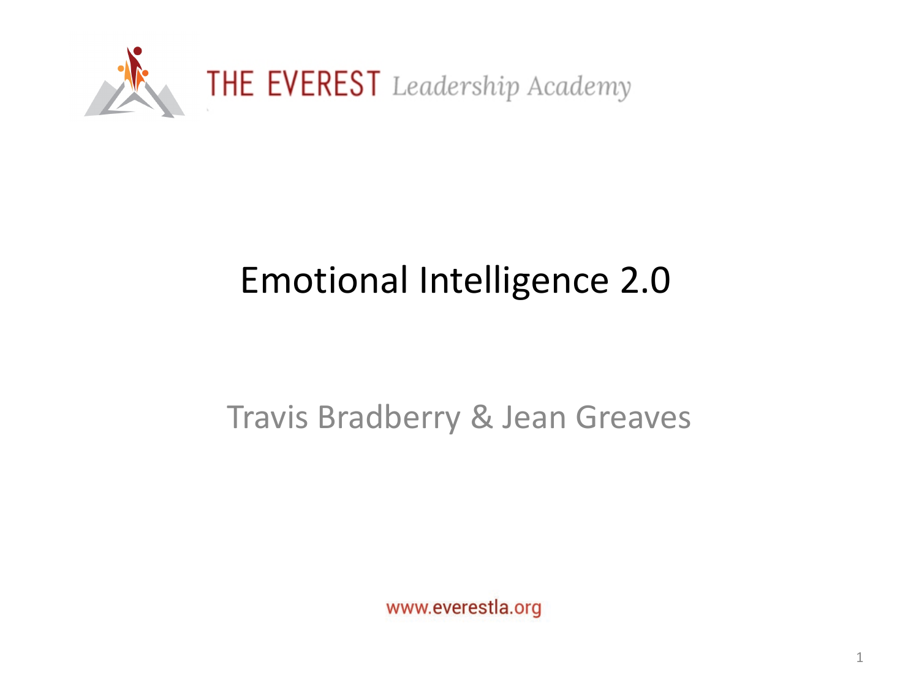THE EVEREST *Leadership Academy*

# Emotional Intelligence 2.0

Travis Bradberry & Jean Greaves

www.everestla.org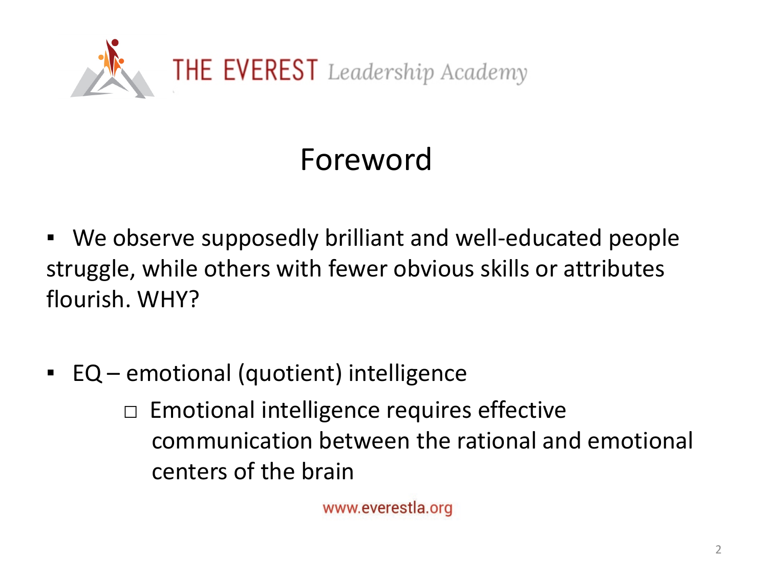THE EVEREST *Leadership Academy*

# Foreword

- We observe supposedly brilliant and well-educated people struggle, while others with fewer obvious skills or attributes flourish. WHY?

- EQ – emotional (quotient) intelligence
  - Emotional intelligence requires effective communication between the rational and emotional centers of the brain

www.everestla.org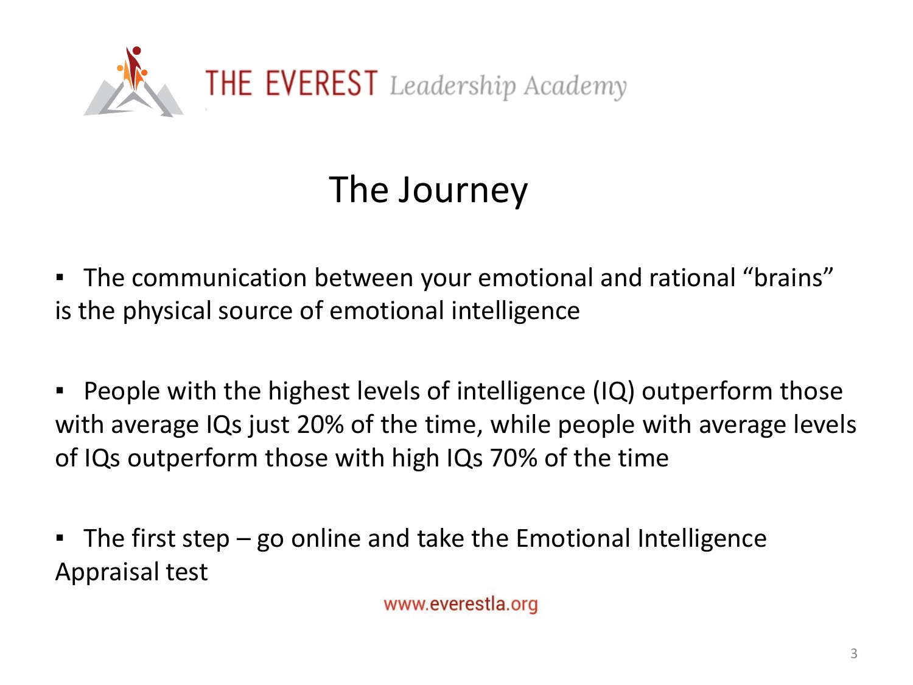THE EVEREST *Leadership Academy*

# The Journey

- The communication between your emotional and rational "brains" is the physical source of emotional intelligence

- People with the highest levels of intelligence (IQ) outperform those with average IQs just 20% of the time, while people with average levels of IQs outperform those with high IQs 70% of the time

- The first step – go online and take the Emotional Intelligence Appraisal test

www.everestla.org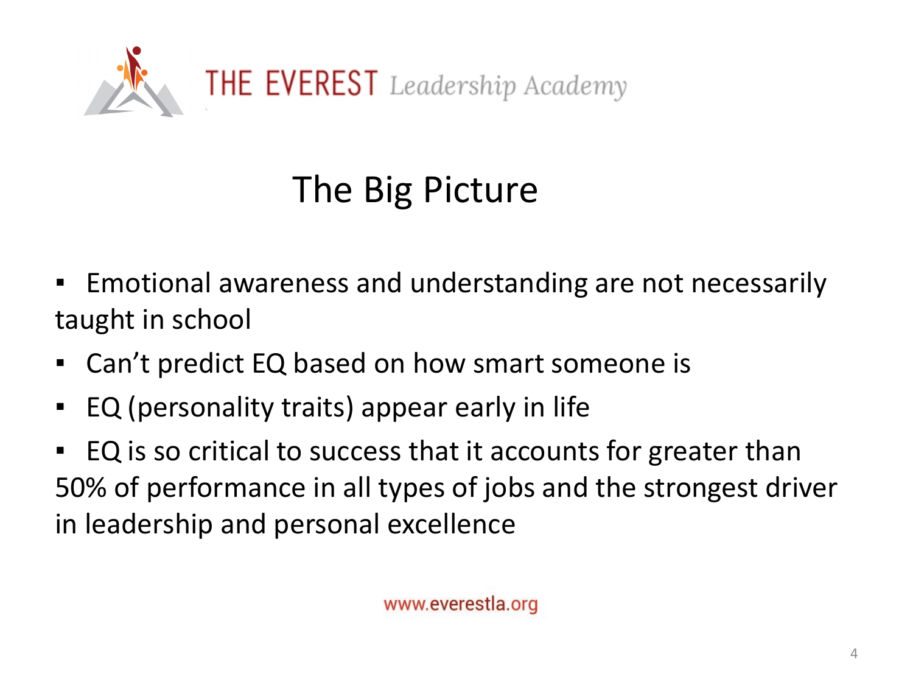THE EVEREST *Leadership Academy*

# The Big Picture

- Emotional awareness and understanding are not necessarily taught in school
- Can't predict EQ based on how smart someone is
- EQ (personality traits) appear early in life
- EQ is so critical to success that it accounts for greater than 50% of performance in all types of jobs and the strongest driver in leadership and personal excellence

www.everestla.org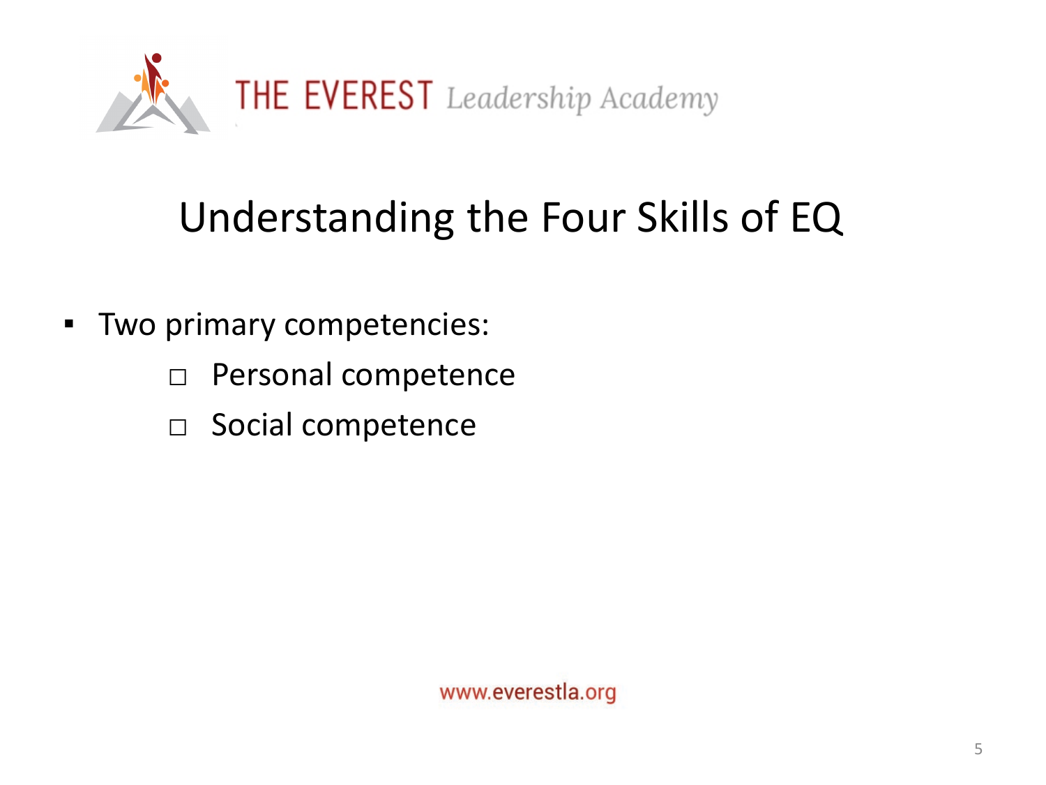# Understanding the Four Skills of EQ

- Two primary competencies:
  - Personal competence
  - Social competence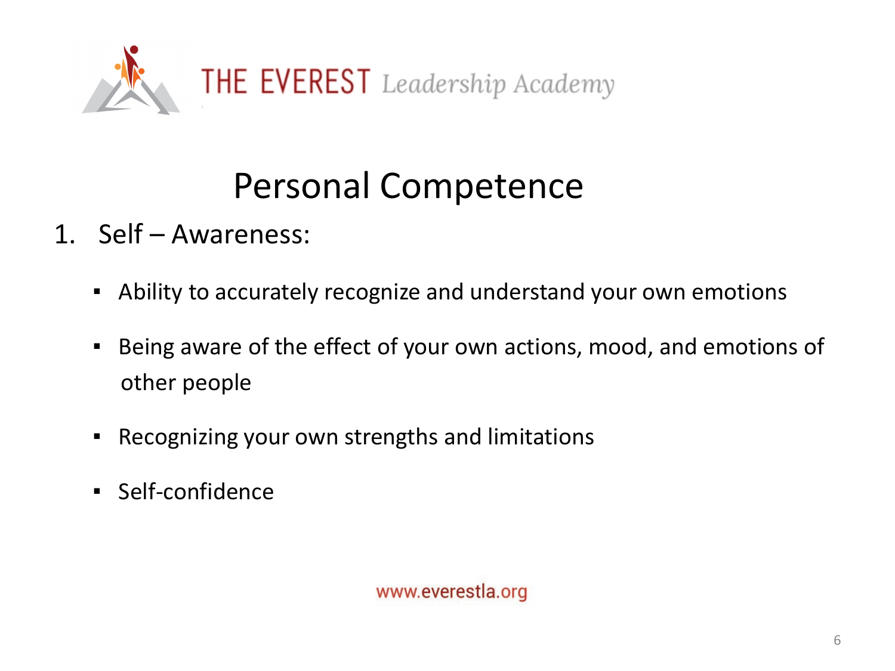# Personal Competence

1. Self – Awareness:

   - Ability to accurately recognize and understand your own emotions
   - Being aware of the effect of your own actions, mood, and emotions of other people
   - Recognizing your own strengths and limitations
   - Self-confidence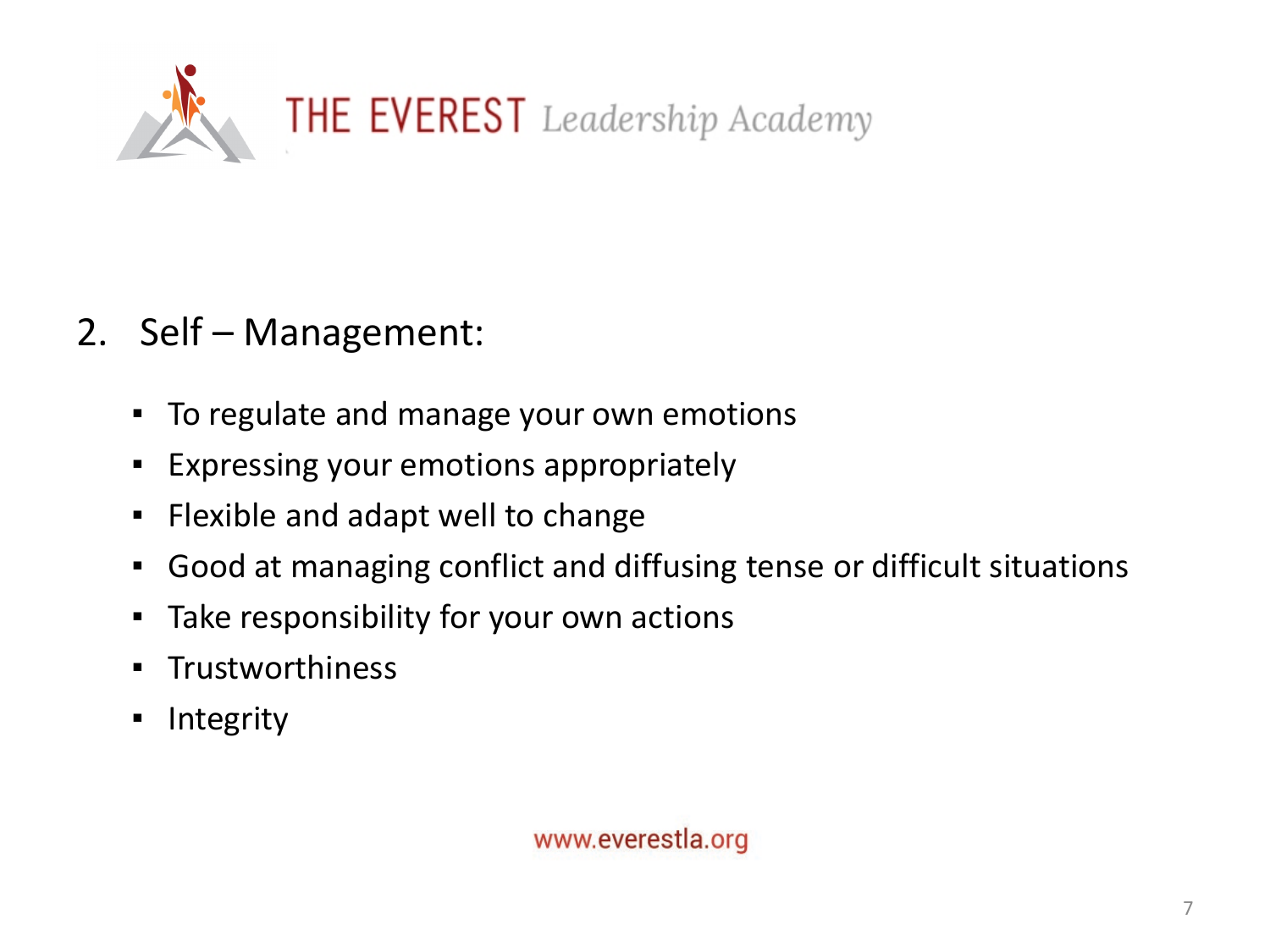## 2. Self – Management:

- To regulate and manage your own emotions
- Expressing your emotions appropriately
- Flexible and adapt well to change
- Good at managing conflict and diffusing tense or difficult situations
- Take responsibility for your own actions
- Trustworthiness
- Integrity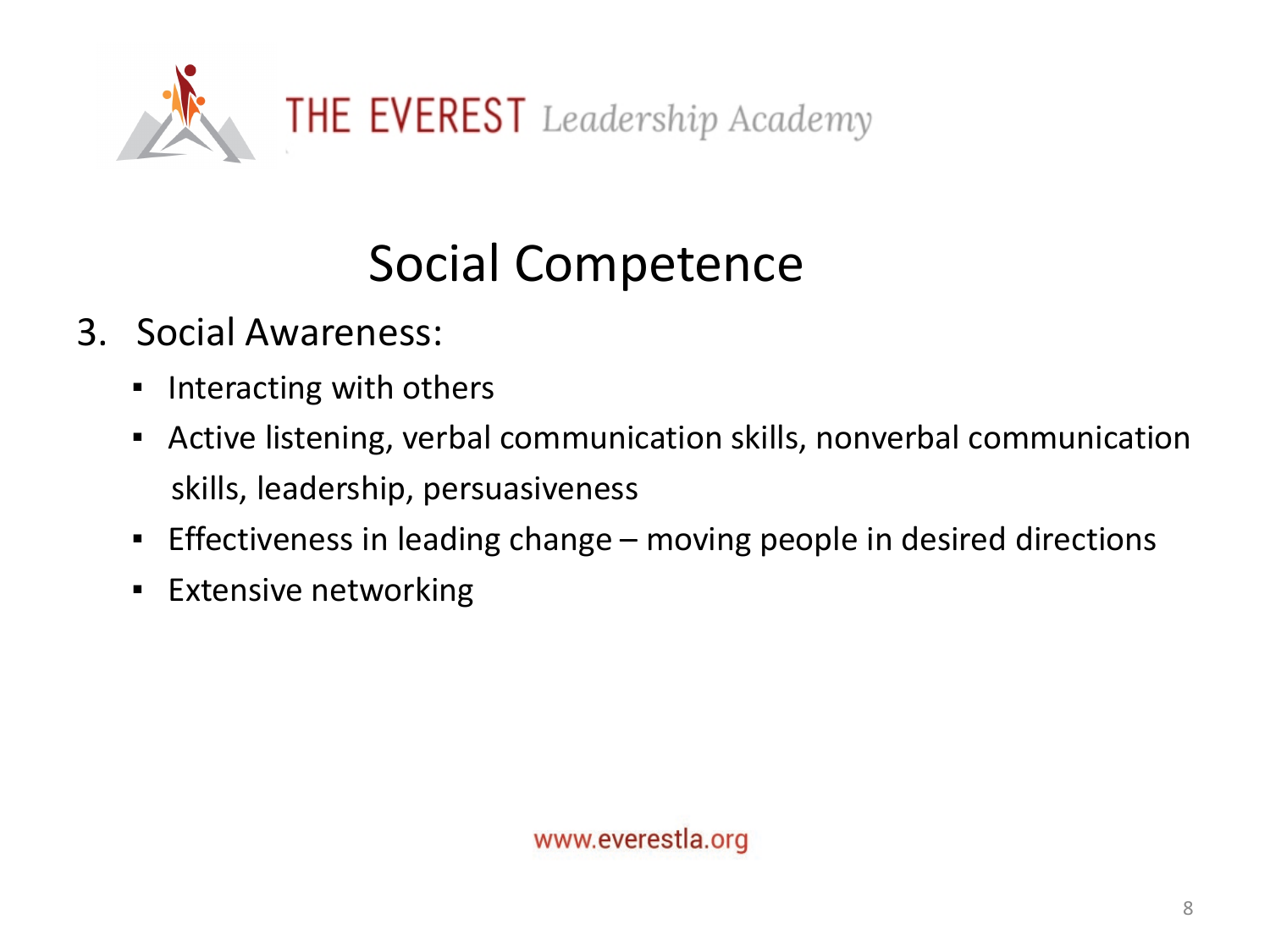# Social Competence

3. Social Awareness:
   - Interacting with others
   - Active listening, verbal communication skills, nonverbal communication skills, leadership, persuasiveness
   - Effectiveness in leading change – moving people in desired directions
   - Extensive networking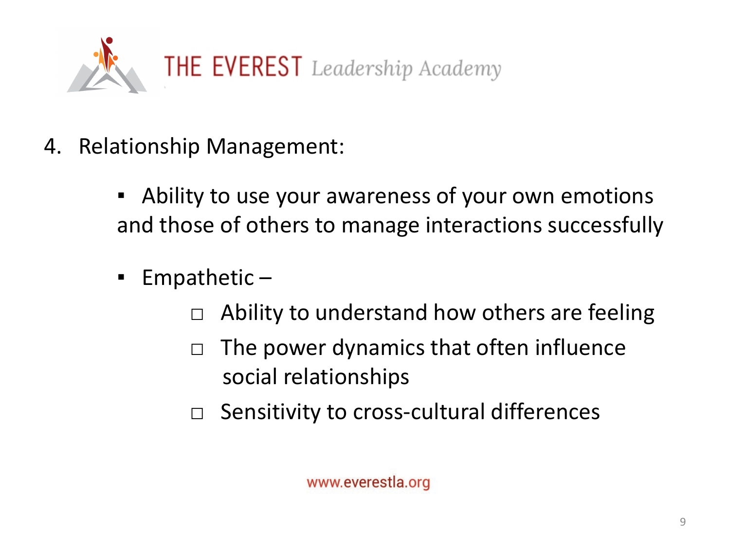4. Relationship Management:

   - Ability to use your awareness of your own emotions and those of others to manage interactions successfully

   - Empathetic –
     - Ability to understand how others are feeling
     - The power dynamics that often influence social relationships
     - Sensitivity to cross-cultural differences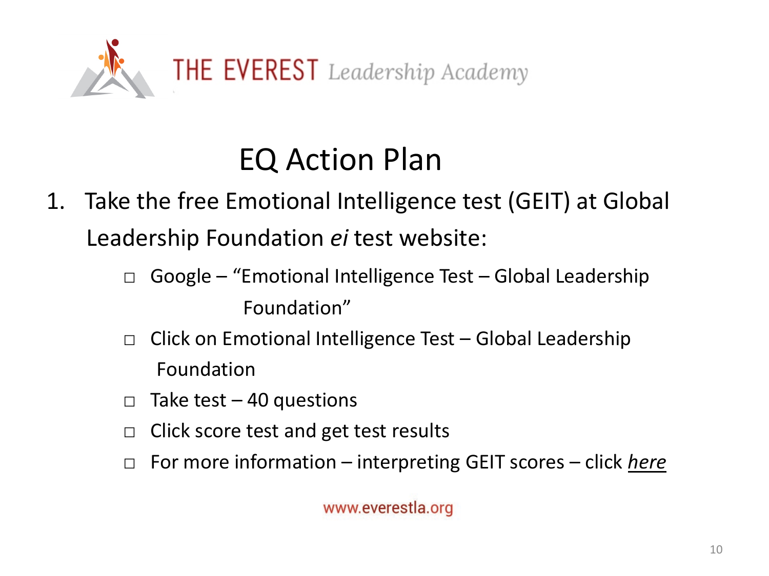THE EVEREST *Leadership Academy*

# EQ Action Plan

1. Take the free Emotional Intelligence test (GEIT) at Global Leadership Foundation *ei* test website:
   - ☐ Google – "Emotional Intelligence Test – Global Leadership Foundation"
   - ☐ Click on Emotional Intelligence Test – Global Leadership Foundation
   - ☐ Take test – 40 questions
   - ☐ Click score test and get test results
   - ☐ For more information – interpreting GEIT scores – click ***here***

www.everestla.org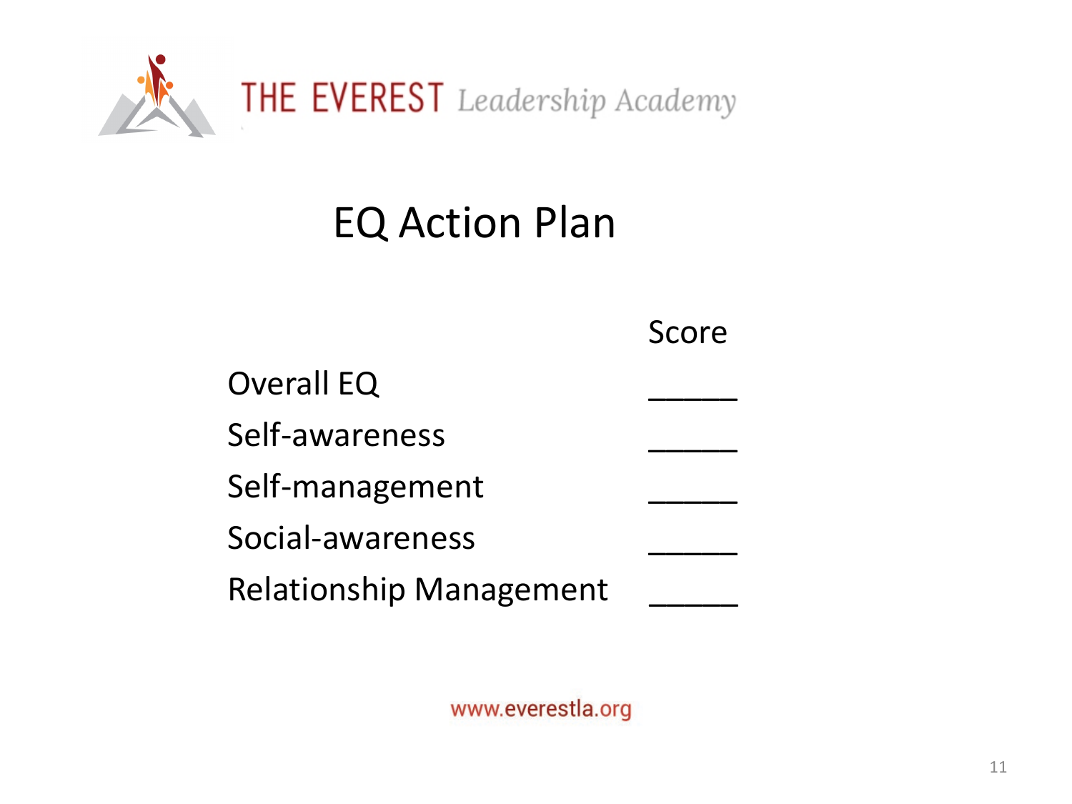THE EVEREST *Leadership Academy*

# EQ Action Plan

| | Score |
|---|---|
| Overall EQ | _____ |
| Self-awareness | _____ |
| Self-management | _____ |
| Social-awareness | _____ |
| Relationship Management | _____ |

www.everestla.org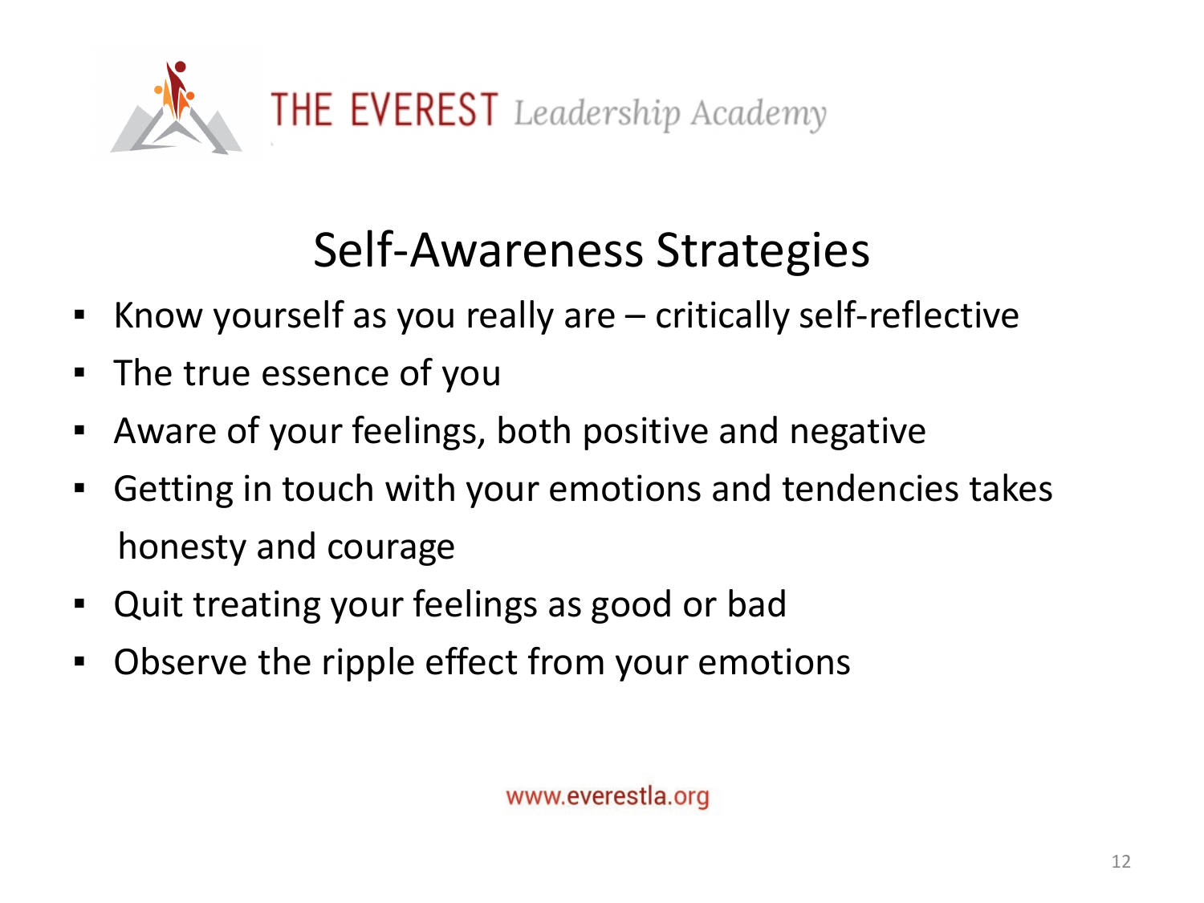THE EVEREST *Leadership Academy*

## Self-Awareness Strategies

- Know yourself as you really are – critically self-reflective
- The true essence of you
- Aware of your feelings, both positive and negative
- Getting in touch with your emotions and tendencies takes honesty and courage
- Quit treating your feelings as good or bad
- Observe the ripple effect from your emotions

www.everestla.org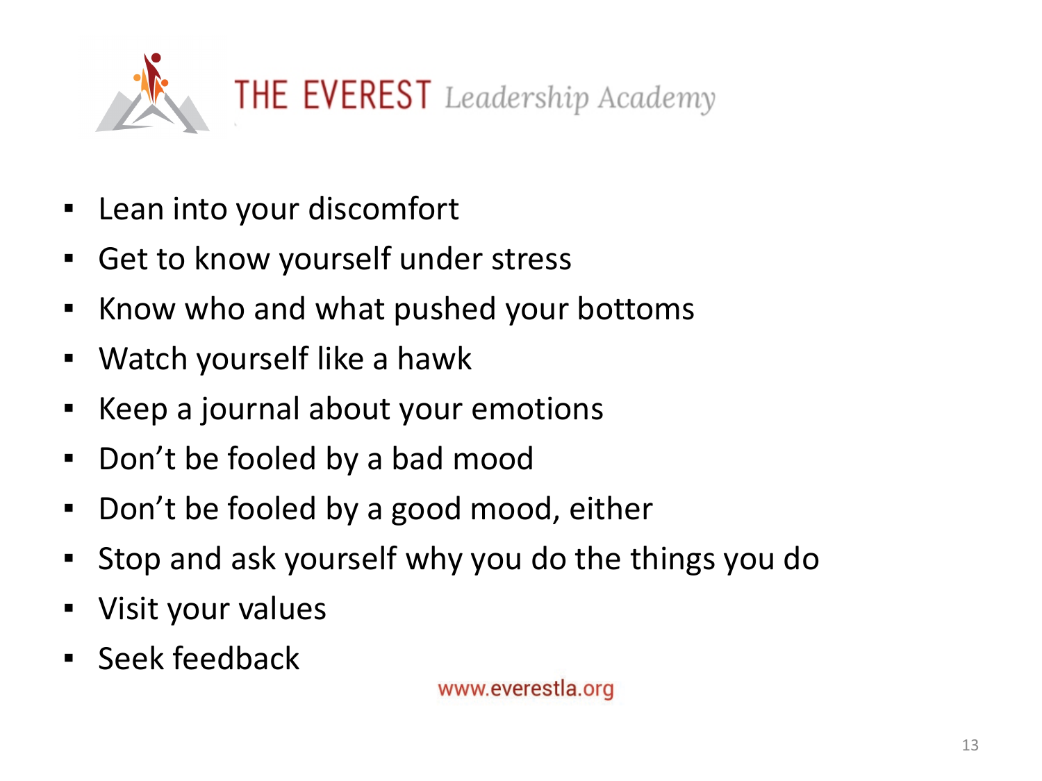THE EVEREST *Leadership Academy*

- Lean into your discomfort
- Get to know yourself under stress
- Know who and what pushed your bottoms
- Watch yourself like a hawk
- Keep a journal about your emotions
- Don't be fooled by a bad mood
- Don't be fooled by a good mood, either
- Stop and ask yourself why you do the things you do
- Visit your values
- Seek feedback

www.everestla.org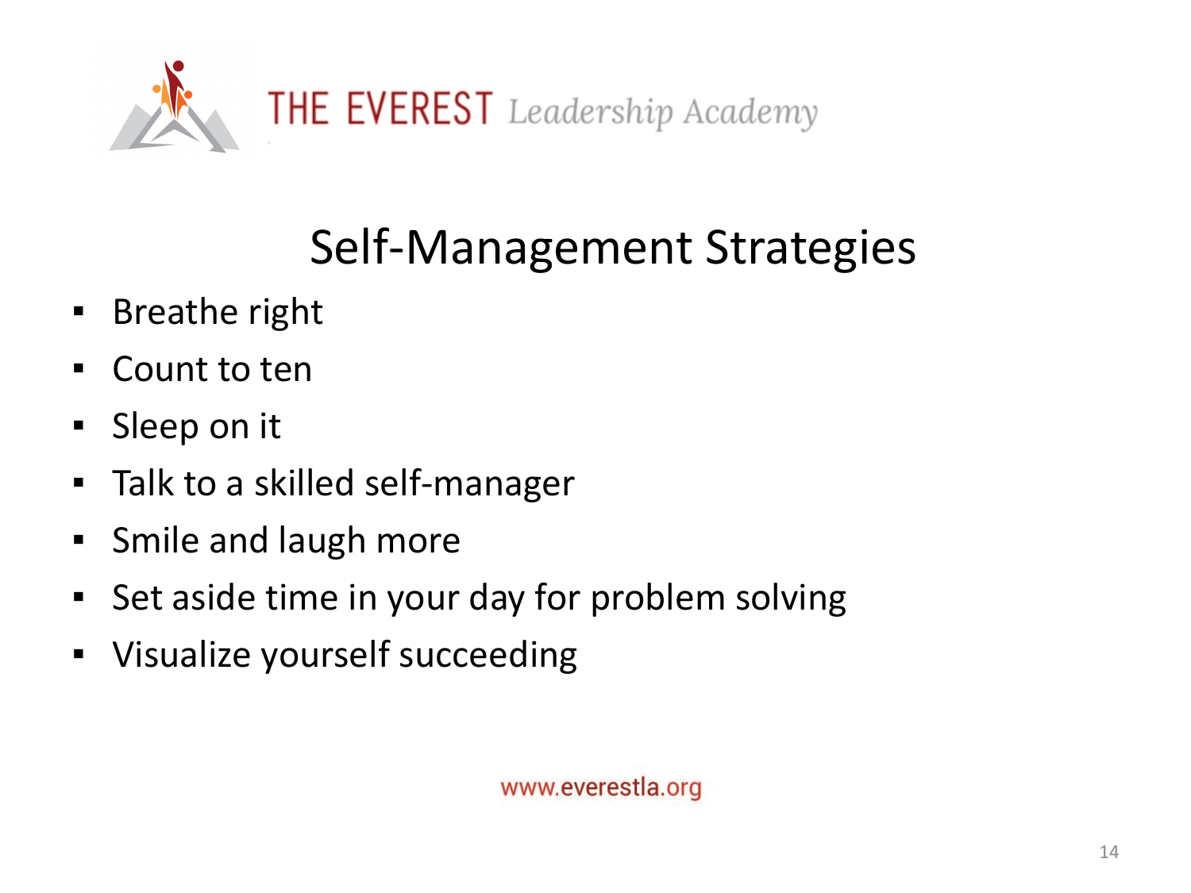# Self-Management Strategies

- Breathe right
- Count to ten
- Sleep on it
- Talk to a skilled self-manager
- Smile and laugh more
- Set aside time in your day for problem solving
- Visualize yourself succeeding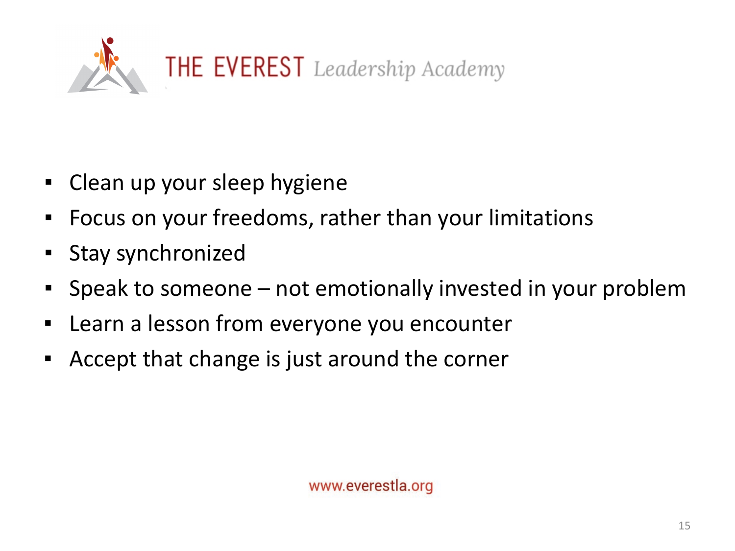- Clean up your sleep hygiene
- Focus on your freedoms, rather than your limitations
- Stay synchronized
- Speak to someone – not emotionally invested in your problem
- Learn a lesson from everyone you encounter
- Accept that change is just around the corner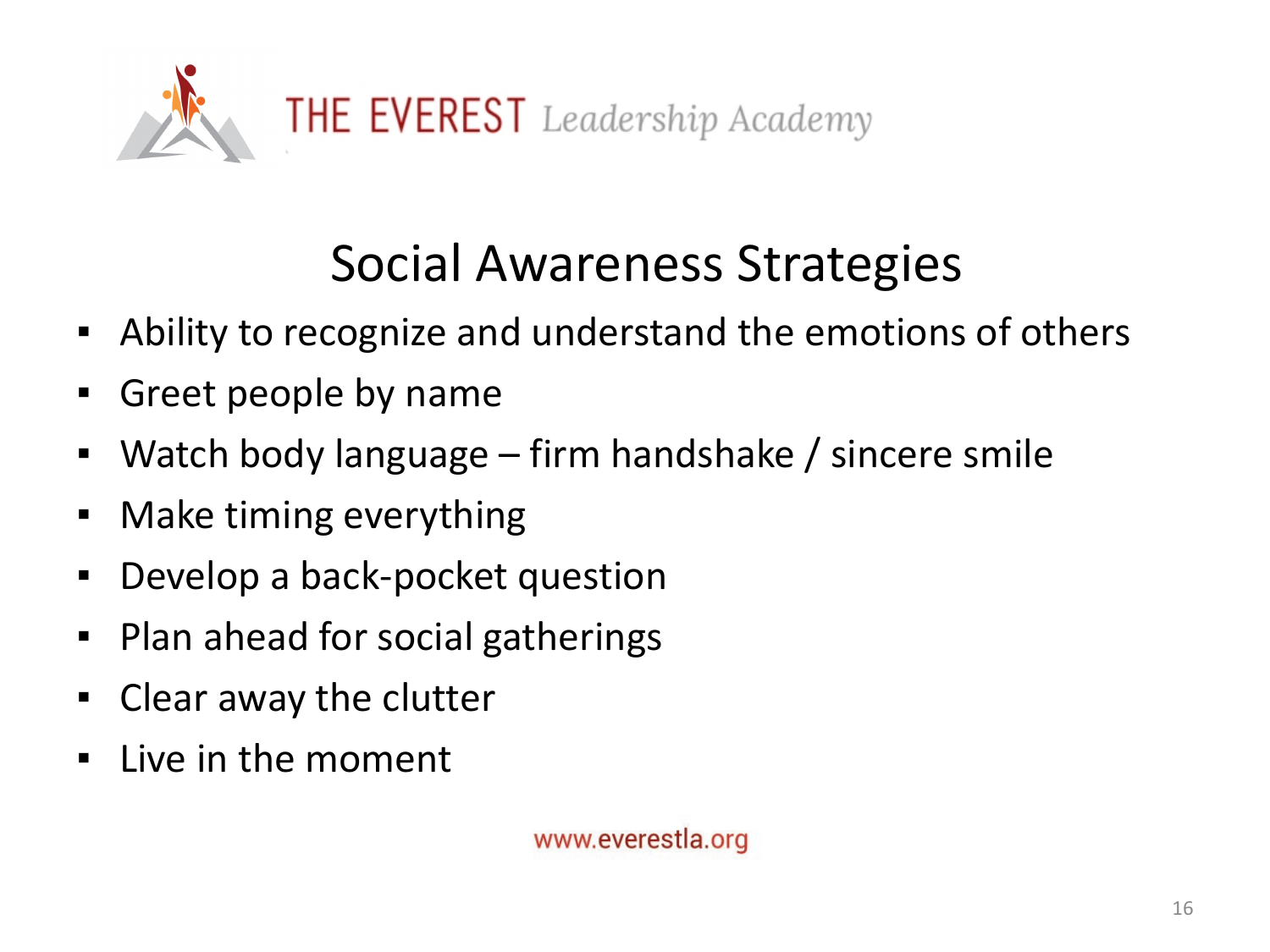# Social Awareness Strategies

- Ability to recognize and understand the emotions of others
- Greet people by name
- Watch body language – firm handshake / sincere smile
- Make timing everything
- Develop a back-pocket question
- Plan ahead for social gatherings
- Clear away the clutter
- Live in the moment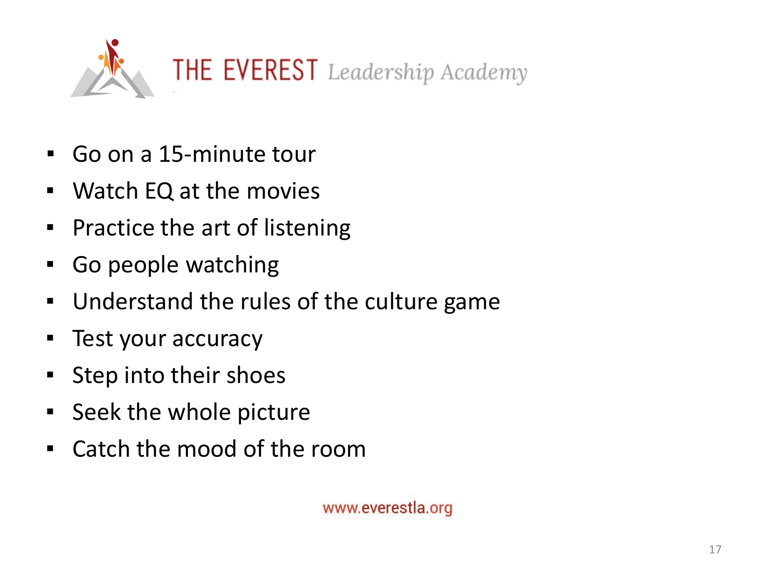THE EVEREST *Leadership Academy*

- Go on a 15-minute tour
- Watch EQ at the movies
- Practice the art of listening
- Go people watching
- Understand the rules of the culture game
- Test your accuracy
- Step into their shoes
- Seek the whole picture
- Catch the mood of the room

www.everestla.org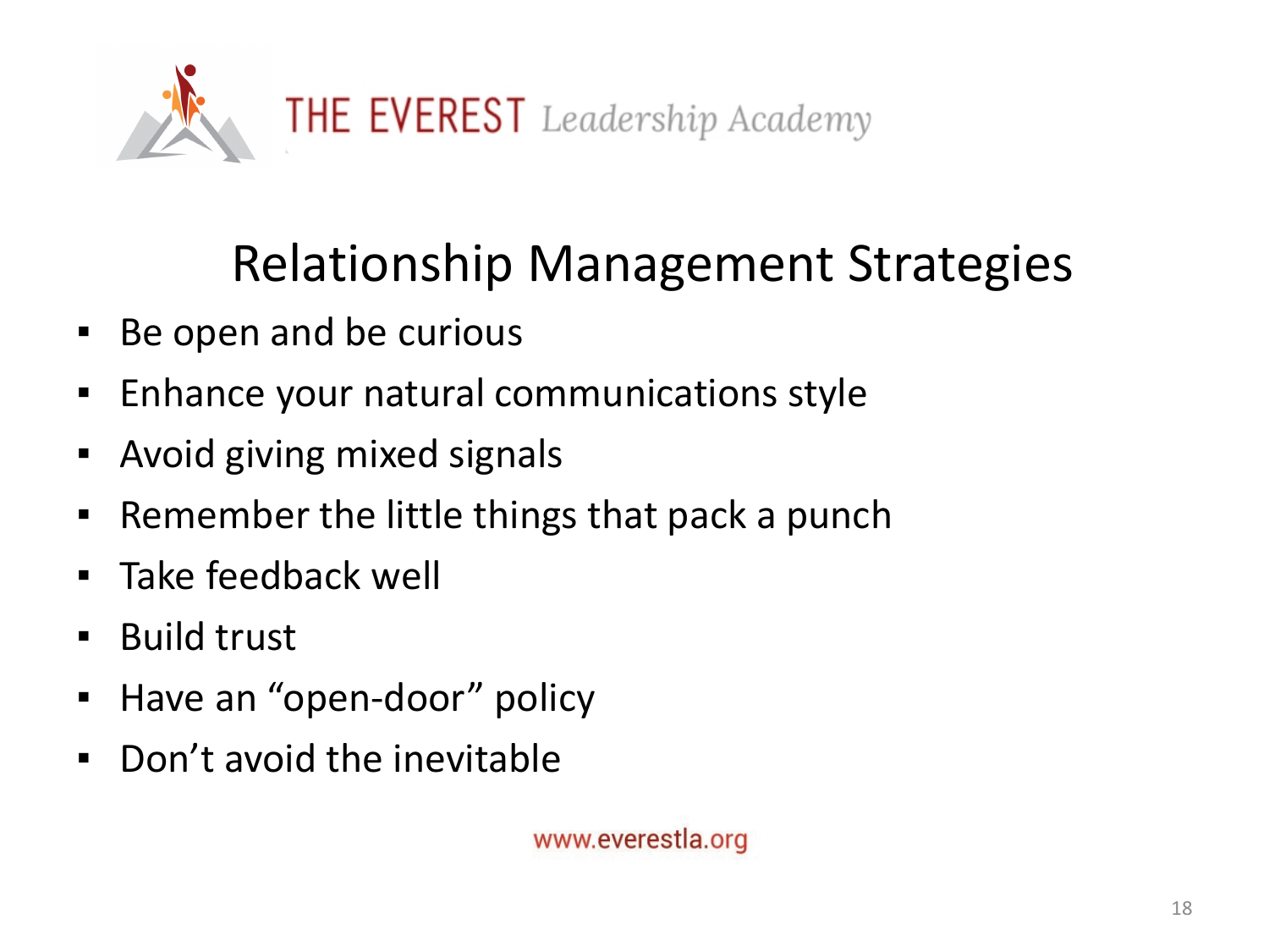THE EVEREST *Leadership Academy*

# Relationship Management Strategies

- Be open and be curious
- Enhance your natural communications style
- Avoid giving mixed signals
- Remember the little things that pack a punch
- Take feedback well
- Build trust
- Have an “open-door” policy
- Don’t avoid the inevitable

www.everestla.org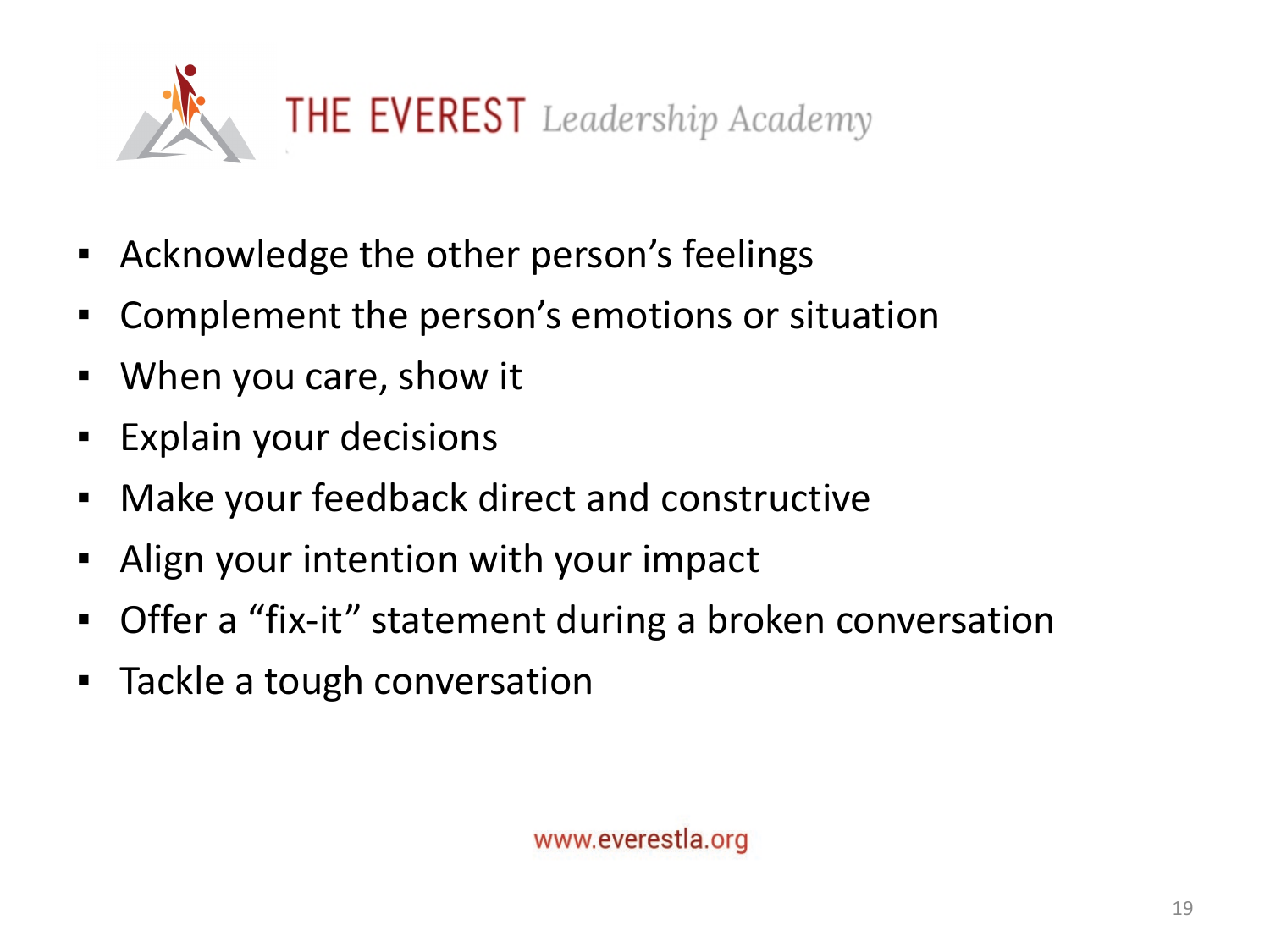# THE EVEREST *Leadership Academy*

- Acknowledge the other person's feelings
- Complement the person's emotions or situation
- When you care, show it
- Explain your decisions
- Make your feedback direct and constructive
- Align your intention with your impact
- Offer a "fix-it" statement during a broken conversation
- Tackle a tough conversation

www.everestla.org